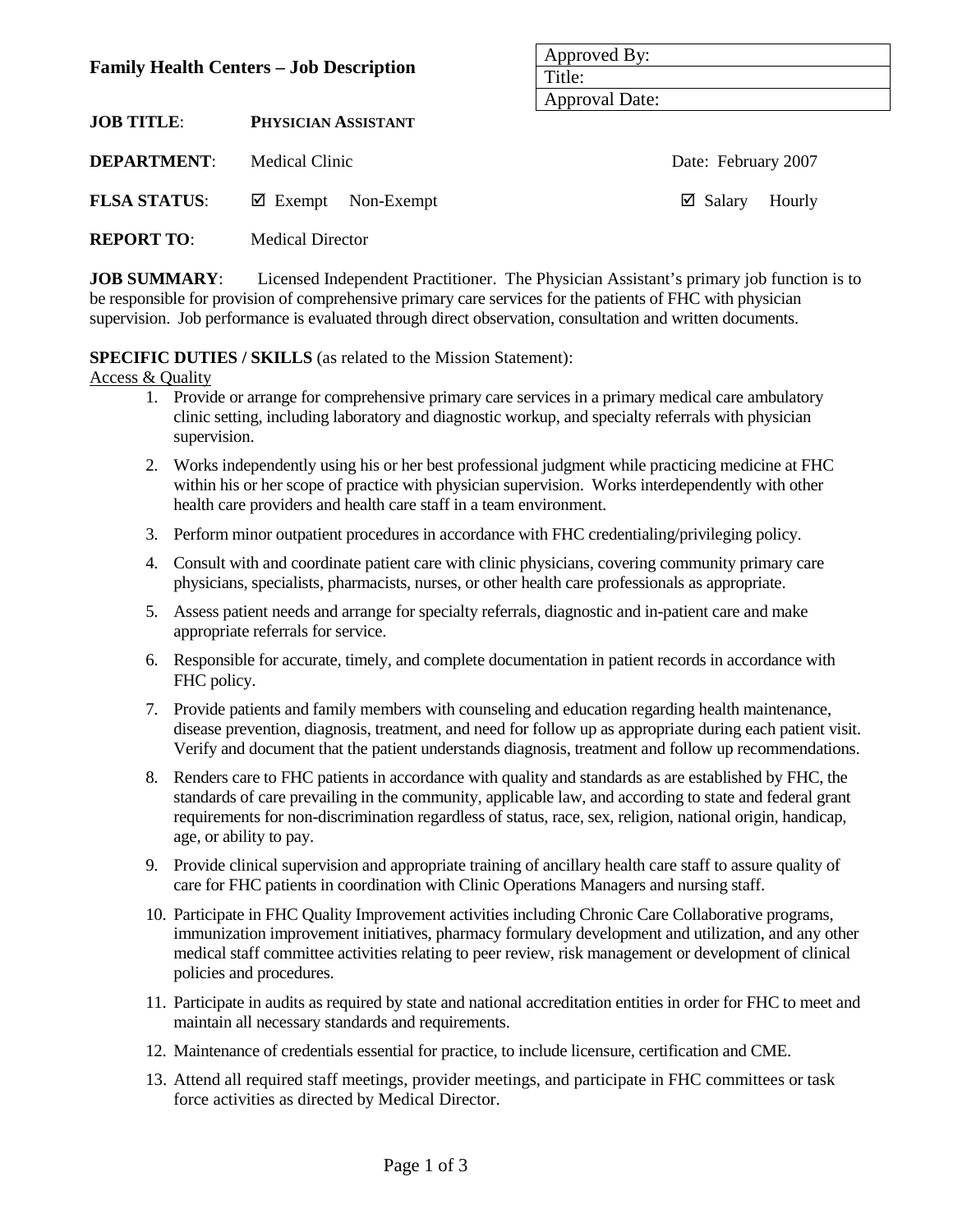**Family Health Centers – Job Description**

| | |
|---|---|
| Approved By: | |
| Title: | |
| Approval Date: | |

**JOB TITLE**: **PHYSICIAN ASSISTANT**

**DEPARTMENT**: Medical Clinic — Date: February 2007

**FLSA STATUS**: ☑ Exempt Non-Exempt — ☑ Salary Hourly

**REPORT TO**: Medical Director

**JOB SUMMARY**: Licensed Independent Practitioner. The Physician Assistant's primary job function is to be responsible for provision of comprehensive primary care services for the patients of FHC with physician supervision. Job performance is evaluated through direct observation, consultation and written documents.

**SPECIFIC DUTIES / SKILLS** (as related to the Mission Statement):

Access & Quality

1. Provide or arrange for comprehensive primary care services in a primary medical care ambulatory clinic setting, including laboratory and diagnostic workup, and specialty referrals with physician supervision.
2. Works independently using his or her best professional judgment while practicing medicine at FHC within his or her scope of practice with physician supervision. Works interdependently with other health care providers and health care staff in a team environment.
3. Perform minor outpatient procedures in accordance with FHC credentialing/privileging policy.
4. Consult with and coordinate patient care with clinic physicians, covering community primary care physicians, specialists, pharmacists, nurses, or other health care professionals as appropriate.
5. Assess patient needs and arrange for specialty referrals, diagnostic and in-patient care and make appropriate referrals for service.
6. Responsible for accurate, timely, and complete documentation in patient records in accordance with FHC policy.
7. Provide patients and family members with counseling and education regarding health maintenance, disease prevention, diagnosis, treatment, and need for follow up as appropriate during each patient visit. Verify and document that the patient understands diagnosis, treatment and follow up recommendations.
8. Renders care to FHC patients in accordance with quality and standards as are established by FHC, the standards of care prevailing in the community, applicable law, and according to state and federal grant requirements for non-discrimination regardless of status, race, sex, religion, national origin, handicap, age, or ability to pay.
9. Provide clinical supervision and appropriate training of ancillary health care staff to assure quality of care for FHC patients in coordination with Clinic Operations Managers and nursing staff.
10. Participate in FHC Quality Improvement activities including Chronic Care Collaborative programs, immunization improvement initiatives, pharmacy formulary development and utilization, and any other medical staff committee activities relating to peer review, risk management or development of clinical policies and procedures.
11. Participate in audits as required by state and national accreditation entities in order for FHC to meet and maintain all necessary standards and requirements.
12. Maintenance of credentials essential for practice, to include licensure, certification and CME.
13. Attend all required staff meetings, provider meetings, and participate in FHC committees or task force activities as directed by Medical Director.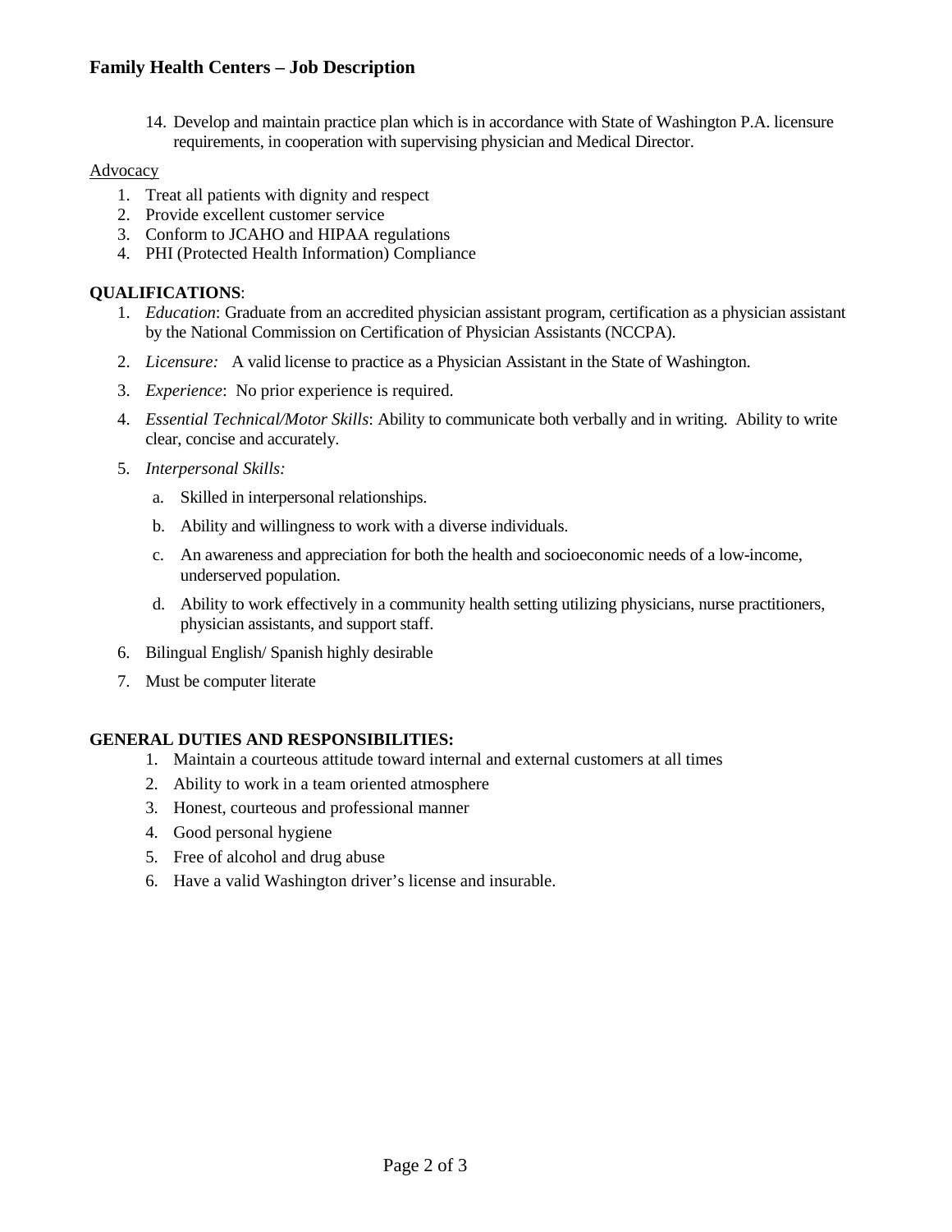14. Develop and maintain practice plan which is in accordance with State of Washington P.A. licensure requirements, in cooperation with supervising physician and Medical Director.

Advocacy

1. Treat all patients with dignity and respect
2. Provide excellent customer service
3. Conform to JCAHO and HIPAA regulations
4. PHI (Protected Health Information) Compliance

**QUALIFICATIONS**:

1. *Education*: Graduate from an accredited physician assistant program, certification as a physician assistant by the National Commission on Certification of Physician Assistants (NCCPA).
2. *Licensure:* A valid license to practice as a Physician Assistant in the State of Washington.
3. *Experience*: No prior experience is required.
4. *Essential Technical/Motor Skills*: Ability to communicate both verbally and in writing. Ability to write clear, concise and accurately.
5. *Interpersonal Skills:*
   a. Skilled in interpersonal relationships.
   b. Ability and willingness to work with a diverse individuals.
   c. An awareness and appreciation for both the health and socioeconomic needs of a low-income, underserved population.
   d. Ability to work effectively in a community health setting utilizing physicians, nurse practitioners, physician assistants, and support staff.
6. Bilingual English/ Spanish highly desirable
7. Must be computer literate

**GENERAL DUTIES AND RESPONSIBILITIES:**

1. Maintain a courteous attitude toward internal and external customers at all times
2. Ability to work in a team oriented atmosphere
3. Honest, courteous and professional manner
4. Good personal hygiene
5. Free of alcohol and drug abuse
6. Have a valid Washington driver's license and insurable.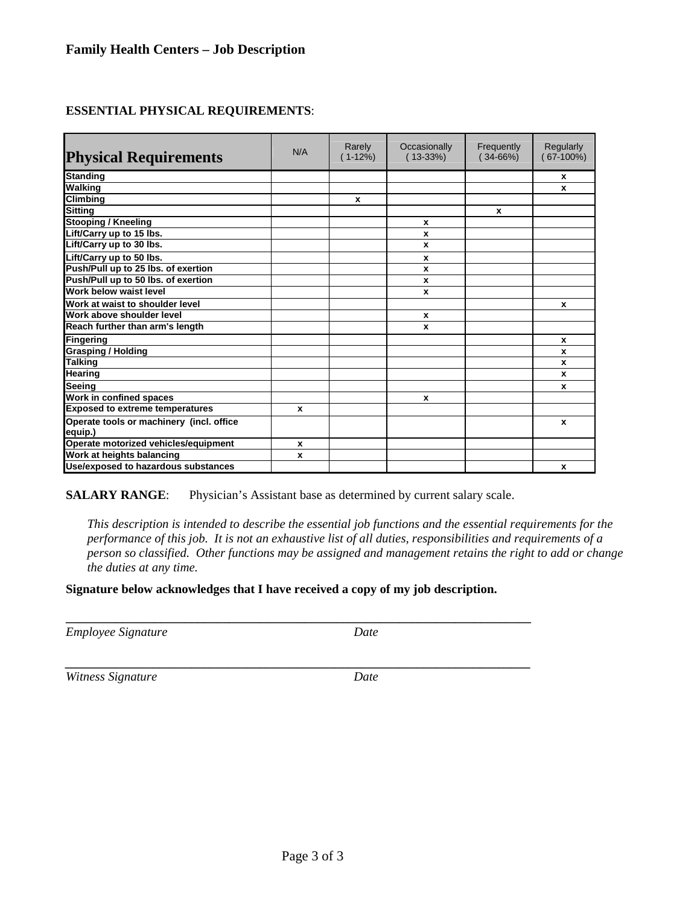**ESSENTIAL PHYSICAL REQUIREMENTS**:

| Physical Requirements | N/A | Rarely (1-12%) | Occasionally (13-33%) | Frequently (34-66%) | Regularly (67-100%) |
|---|---|---|---|---|---|
| Standing | | | | | x |
| Walking | | | | | x |
| Climbing | | x | | | |
| Sitting | | | | x | |
| Stooping / Kneeling | | | x | | |
| Lift/Carry up to 15 lbs. | | | x | | |
| Lift/Carry up to 30 lbs. | | | x | | |
| Lift/Carry up to 50 lbs. | | | x | | |
| Push/Pull up to 25 lbs. of exertion | | | x | | |
| Push/Pull up to 50 lbs. of exertion | | | x | | |
| Work below waist level | | | x | | |
| Work at waist to shoulder level | | | | | x |
| Work above shoulder level | | | x | | |
| Reach further than arm's length | | | x | | |
| Fingering | | | | | x |
| Grasping / Holding | | | | | x |
| Talking | | | | | x |
| Hearing | | | | | x |
| Seeing | | | | | x |
| Work in confined spaces | | | x | | |
| Exposed to extreme temperatures | x | | | | |
| Operate tools or machinery (incl. office equip.) | | | | | x |
| Operate motorized vehicles/equipment | x | | | | |
| Work at heights balancing | x | | | | |
| Use/exposed to hazardous substances | | | | | x |

**SALARY RANGE**: Physician's Assistant base as determined by current salary scale.

*This description is intended to describe the essential job functions and the essential requirements for the performance of this job. It is not an exhaustive list of all duties, responsibilities and requirements of a person so classified. Other functions may be assigned and management retains the right to add or change the duties at any time.*

**Signature below acknowledges that I have received a copy of my job description.**

_______________________________________________

*Employee Signature* *Date*

_______________________________________________

*Witness Signature* *Date*